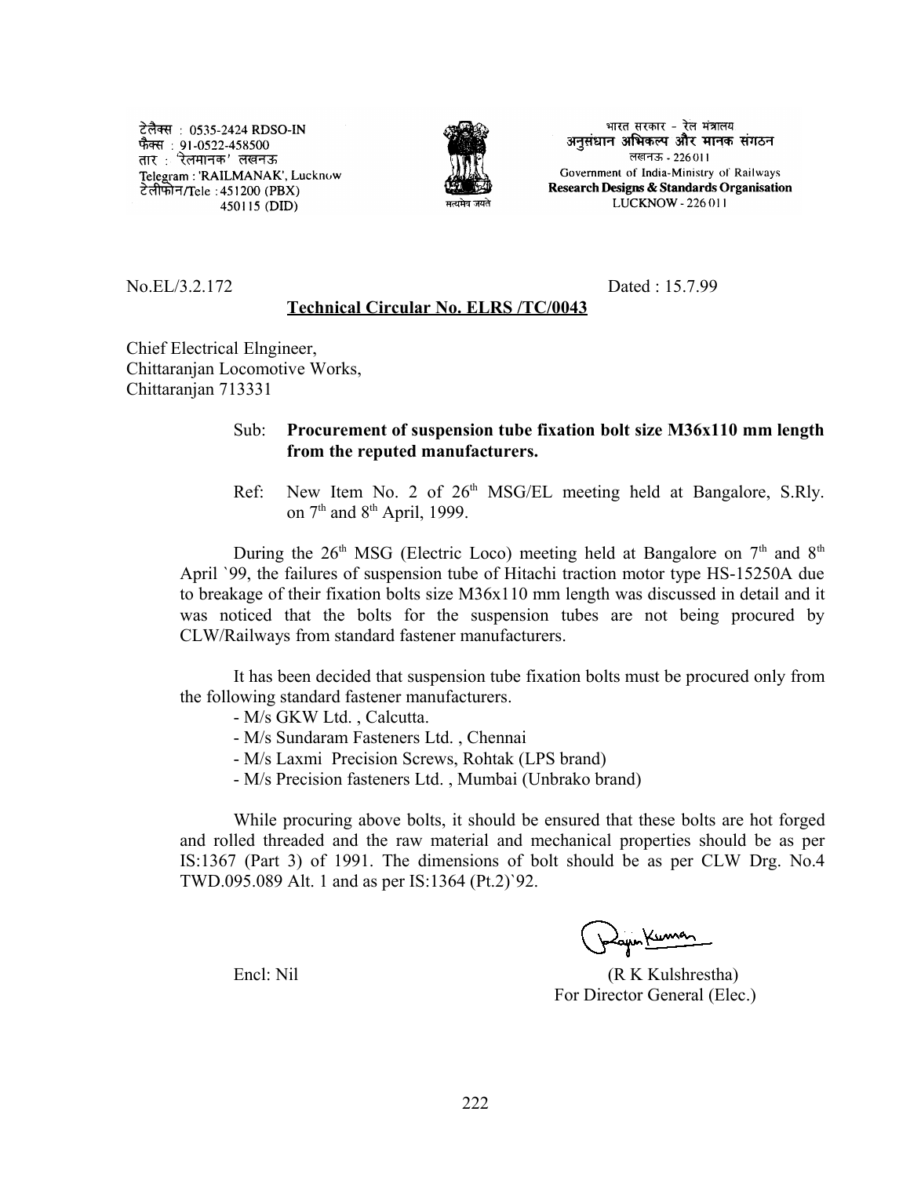टेलैक्स : 0535-2424 RDSO-IN
फैक्स : 91-0522-458500
तार : 'रेलमानक' लखनऊ
Telegram : 'RAILMANAK', Lucknow
टेलीफोन/Tele : 451200 (PBX)
450115 (DID)

सत्यमेव जयते

भारत सरकार - रेल मंत्रालय
अनुसंधान अभिकल्प और मानक संगठन
लखनऊ - 226011
Government of India-Ministry of Railways
Research Designs & Standards Organisation
LUCKNOW - 226 011

No.EL/3.2.172 Dated : 15.7.99

**Technical Circular No. ELRS /TC/0043**

Chief Electrical Elngineer,
Chittaranjan Locomotive Works,
Chittaranjan 713331

Sub: **Procurement of suspension tube fixation bolt size M36x110 mm length from the reputed manufacturers.**

Ref: New Item No. 2 of $26^{th}$ MSG/EL meeting held at Bangalore, S.Rly. on $7^{th}$ and $8^{th}$ April, 1999.

During the $26^{th}$ MSG (Electric Loco) meeting held at Bangalore on $7^{th}$ and $8^{th}$ April `99, the failures of suspension tube of Hitachi traction motor type HS-15250A due to breakage of their fixation bolts size M36x110 mm length was discussed in detail and it was noticed that the bolts for the suspension tubes are not being procured by CLW/Railways from standard fastener manufacturers.

It has been decided that suspension tube fixation bolts must be procured only from the following standard fastener manufacturers.

- M/s GKW Ltd. , Calcutta.
- M/s Sundaram Fasteners Ltd. , Chennai
- M/s Laxmi Precision Screws, Rohtak (LPS brand)
- M/s Precision fasteners Ltd. , Mumbai (Unbrako brand)

While procuring above bolts, it should be ensured that these bolts are hot forged and rolled threaded and the raw material and mechanical properties should be as per IS:1367 (Part 3) of 1991. The dimensions of bolt should be as per CLW Drg. No.4 TWD.095.089 Alt. 1 and as per IS:1364 (Pt.2)`92.

Rajan Kumar

Encl: Nil

(R K Kulshrestha)
For Director General (Elec.)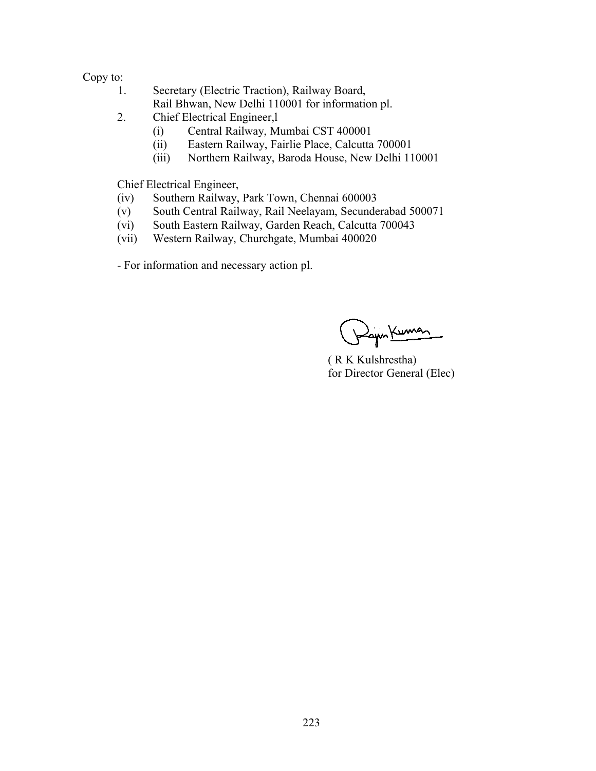Copy to:

1. Secretary (Electric Traction), Railway Board,
   Rail Bhwan, New Delhi 110001 for information pl.
2. Chief Electrical Engineer,l
   - (i) Central Railway, Mumbai CST 400001
   - (ii) Eastern Railway, Fairlie Place, Calcutta 700001
   - (iii) Northern Railway, Baroda House, New Delhi 110001

Chief Electrical Engineer,

- (iv) Southern Railway, Park Town, Chennai 600003
- (v) South Central Railway, Rail Neelayam, Secunderabad 500071
- (vi) South Eastern Railway, Garden Reach, Calcutta 700043
- (vii) Western Railway, Churchgate, Mumbai 400020

- For information and necessary action pl.

( R K Kulshrestha)
for Director General (Elec)